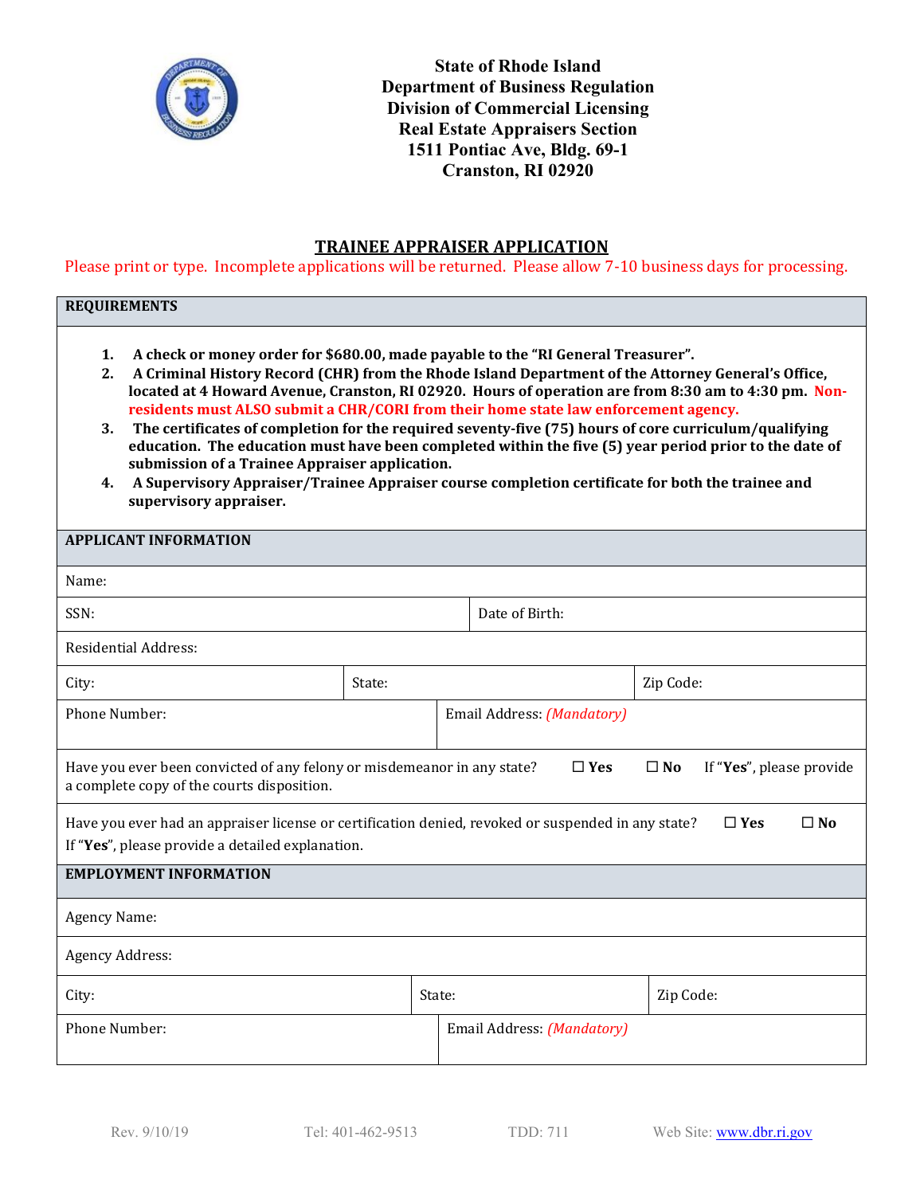**State of Rhode Island**
**Department of Business Regulation**
**Division of Commercial Licensing**
**Real Estate Appraisers Section**
**1511 Pontiac Ave, Bldg. 69-1**
**Cranston, RI 02920**

# TRAINEE APPRAISER APPLICATION

Please print or type. Incomplete applications will be returned. Please allow 7-10 business days for processing.

## REQUIREMENTS

1. **A check or money order for $680.00, made payable to the "RI General Treasurer".**
2. **A Criminal History Record (CHR) from the Rhode Island Department of the Attorney General's Office, located at 4 Howard Avenue, Cranston, RI 02920. Hours of operation are from 8:30 am to 4:30 pm. Non-residents must ALSO submit a CHR/CORI from their home state law enforcement agency.**
3. **The certificates of completion for the required seventy-five (75) hours of core curriculum/qualifying education. The education must have been completed within the five (5) year period prior to the date of submission of a Trainee Appraiser application.**
4. **A Supervisory Appraiser/Trainee Appraiser course completion certificate for both the trainee and supervisory appraiser.**

## APPLICANT INFORMATION

Name:

| SSN: | Date of Birth: |
|---|---|

Residential Address:

| City: | State: | Zip Code: |
|---|---|---|

| Phone Number: | Email Address: *(Mandatory)* |
|---|---|

Have you ever been convicted of any felony or misdemeanor in any state? ☐ **Yes** ☐ **No** If "**Yes**", please provide a complete copy of the courts disposition.

Have you ever had an appraiser license or certification denied, revoked or suspended in any state? ☐ **Yes** ☐ **No**
If "**Yes**", please provide a detailed explanation.

## EMPLOYMENT INFORMATION

Agency Name:

Agency Address:

| City: | State: | Zip Code: |
|---|---|---|

| Phone Number: | Email Address: *(Mandatory)* |
|---|---|

Rev. 9/10/19 Tel: 401-462-9513 TDD: 711 Web Site: www.dbr.ri.gov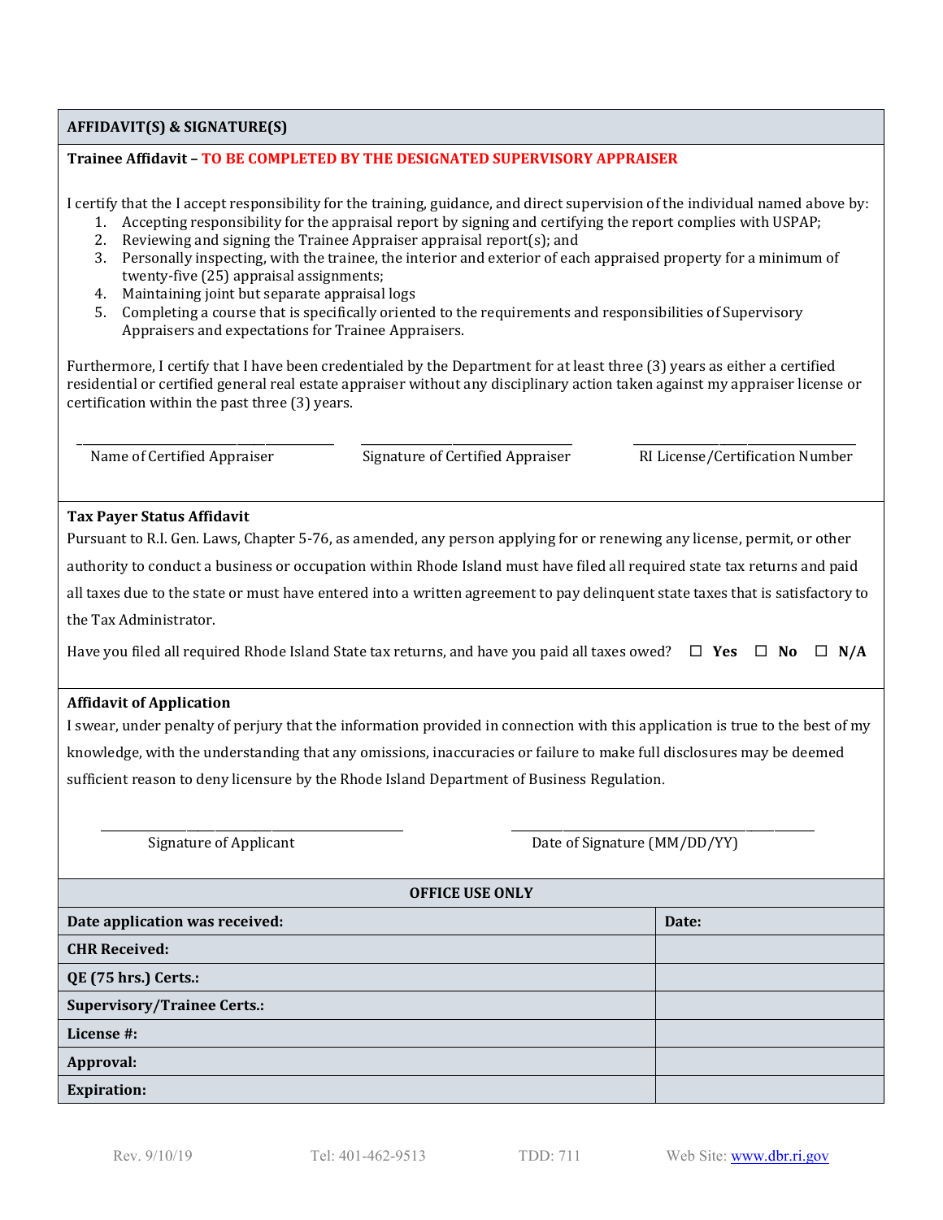## AFFIDAVIT(S) & SIGNATURE(S)

**Trainee Affidavit – TO BE COMPLETED BY THE DESIGNATED SUPERVISORY APPRAISER**

I certify that the I accept responsibility for the training, guidance, and direct supervision of the individual named above by:

1. Accepting responsibility for the appraisal report by signing and certifying the report complies with USPAP;
2. Reviewing and signing the Trainee Appraiser appraisal report(s); and
3. Personally inspecting, with the trainee, the interior and exterior of each appraised property for a minimum of twenty-five (25) appraisal assignments;
4. Maintaining joint but separate appraisal logs
5. Completing a course that is specifically oriented to the requirements and responsibilities of Supervisory Appraisers and expectations for Trainee Appraisers.

Furthermore, I certify that I have been credentialed by the Department for at least three (3) years as either a certified residential or certified general real estate appraiser without any disciplinary action taken against my appraiser license or certification within the past three (3) years.

\_\_\_\_\_\_\_\_\_\_\_\_\_\_\_\_\_\_\_\_\_\_\_\_\_\_\_\_\_\_ Name of Certified Appraiser

\_\_\_\_\_\_\_\_\_\_\_\_\_\_\_\_\_\_\_\_\_\_\_\_\_\_\_\_\_\_ Signature of Certified Appraiser

\_\_\_\_\_\_\_\_\_\_\_\_\_\_\_\_\_\_\_\_\_\_\_\_\_\_\_\_\_\_ RI License/Certification Number

**Tax Payer Status Affidavit**

Pursuant to R.I. Gen. Laws, Chapter 5-76, as amended, any person applying for or renewing any license, permit, or other authority to conduct a business or occupation within Rhode Island must have filed all required state tax returns and paid all taxes due to the state or must have entered into a written agreement to pay delinquent state taxes that is satisfactory to the Tax Administrator.

Have you filed all required Rhode Island State tax returns, and have you paid all taxes owed? ☐ **Yes** ☐ **No** ☐ **N/A**

**Affidavit of Application**

I swear, under penalty of perjury that the information provided in connection with this application is true to the best of my knowledge, with the understanding that any omissions, inaccuracies or failure to make full disclosures may be deemed sufficient reason to deny licensure by the Rhode Island Department of Business Regulation.

\_\_\_\_\_\_\_\_\_\_\_\_\_\_\_\_\_\_\_\_\_\_\_\_\_\_\_\_\_\_ Signature of Applicant

\_\_\_\_\_\_\_\_\_\_\_\_\_\_\_\_\_\_\_\_\_\_\_\_\_\_\_\_\_\_ Date of Signature (MM/DD/YY)

| OFFICE USE ONLY | |
|---|---|
| **Date application was received:** | **Date:** |
| **CHR Received:** | |
| **QE (75 hrs.) Certs.:** | |
| **Supervisory/Trainee Certs.:** | |
| **License #:** | |
| **Approval:** | |
| **Expiration:** | |

Rev. 9/10/19 Tel: 401-462-9513 TDD: 711 Web Site: www.dbr.ri.gov